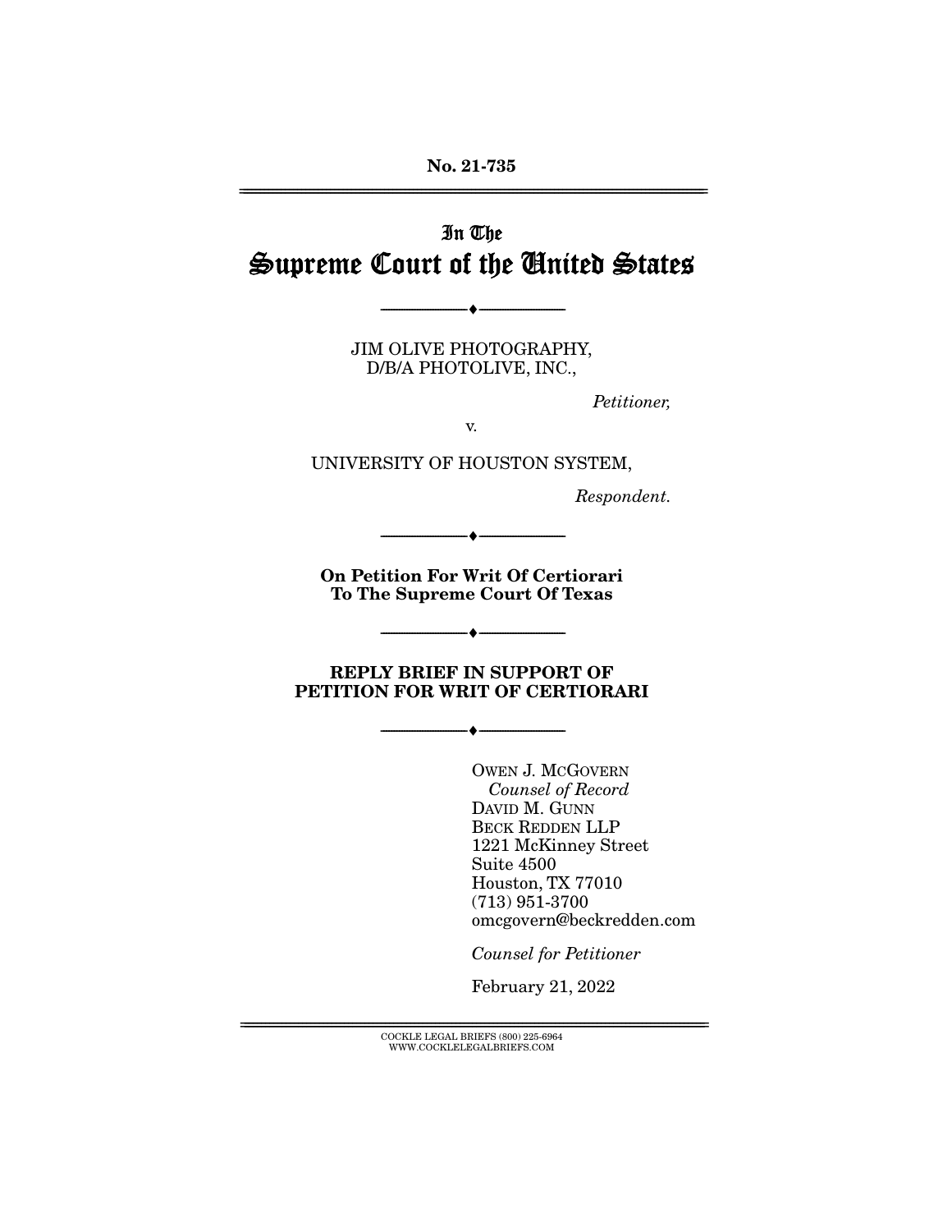No. 21-735

# In The Supreme Court of the United States

---

JIM OLIVE PHOTOGRAPHY,
D/B/A PHOTOLIVE, INC.,

*Petitioner,*

v.

UNIVERSITY OF HOUSTON SYSTEM,

*Respondent.*

---

**On Petition For Writ Of Certiorari To The Supreme Court Of Texas**

---

**REPLY BRIEF IN SUPPORT OF PETITION FOR WRIT OF CERTIORARI**

---

OWEN J. MCGOVERN
*Counsel of Record*
DAVID M. GUNN
BECK REDDEN LLP
1221 McKinney Street
Suite 4500
Houston, TX 77010
(713) 951-3700
omcgovern@beckredden.com

*Counsel for Petitioner*

February 21, 2022

COCKLE LEGAL BRIEFS (800) 225-6964
WWW.COCKLELEGALBRIEFS.COM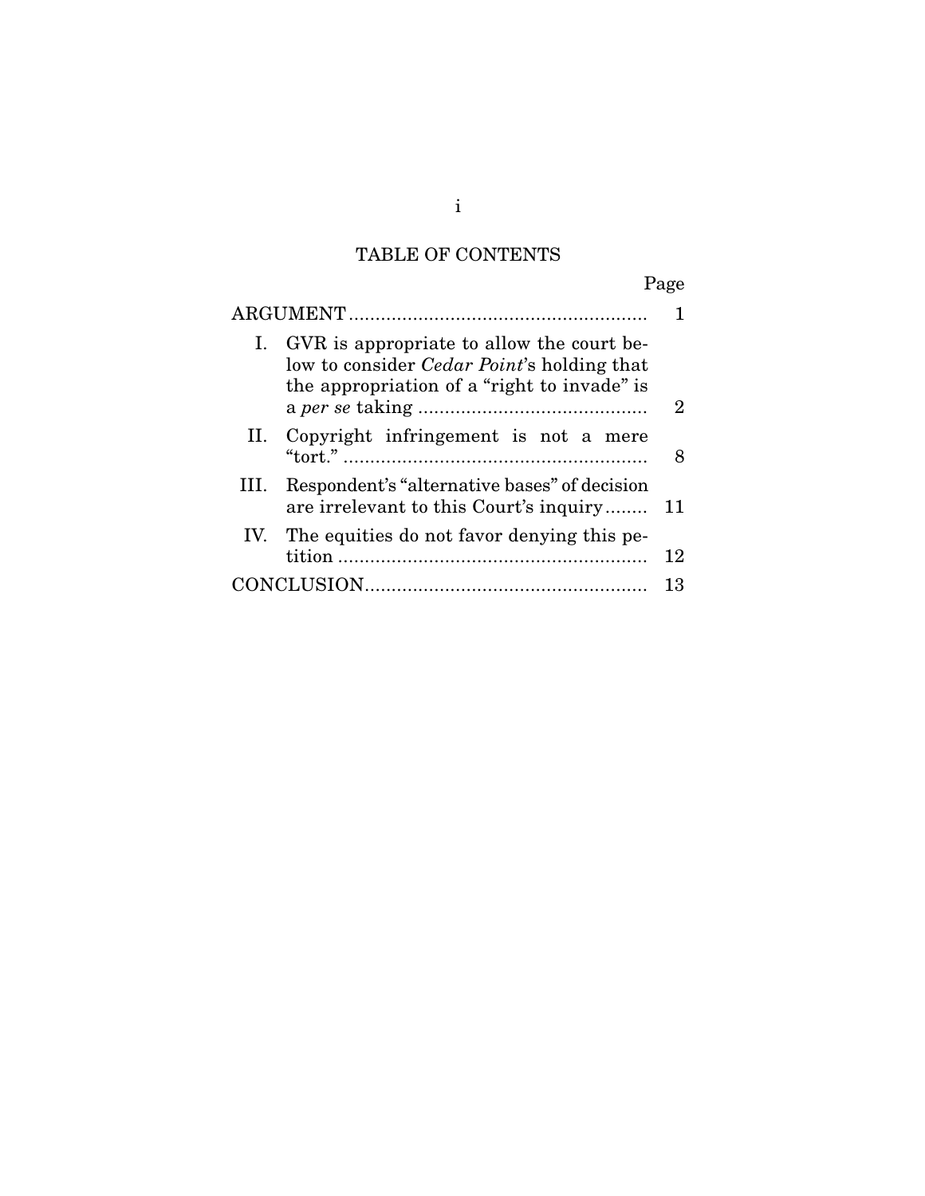# TABLE OF CONTENTS

| | Page |
|---|---|
| ARGUMENT | 1 |
| I. GVR is appropriate to allow the court below to consider *Cedar Point*'s holding that the appropriation of a "right to invade" is a *per se* taking | 2 |
| II. Copyright infringement is not a mere "tort." | 8 |
| III. Respondent's "alternative bases" of decision are irrelevant to this Court's inquiry | 11 |
| IV. The equities do not favor denying this petition | 12 |
| CONCLUSION | 13 |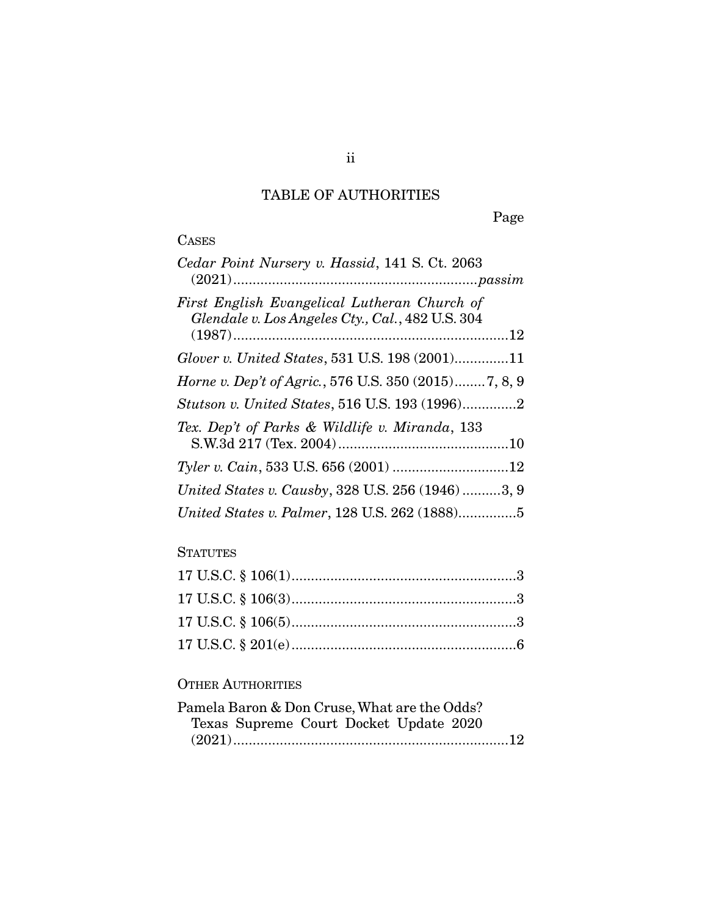# TABLE OF AUTHORITIES

Page

## CASES

*Cedar Point Nursery v. Hassid*, 141 S. Ct. 2063 (2021) .......... *passim*

*First English Evangelical Lutheran Church of Glendale v. Los Angeles Cty., Cal.*, 482 U.S. 304 (1987) .......... 12

*Glover v. United States*, 531 U.S. 198 (2001) .......... 11

*Horne v. Dep't of Agric.*, 576 U.S. 350 (2015) .......... 7, 8, 9

*Stutson v. United States*, 516 U.S. 193 (1996) .......... 2

*Tex. Dep't of Parks & Wildlife v. Miranda*, 133 S.W.3d 217 (Tex. 2004) .......... 10

*Tyler v. Cain*, 533 U.S. 656 (2001) .......... 12

*United States v. Causby*, 328 U.S. 256 (1946) .......... 3, 9

*United States v. Palmer*, 128 U.S. 262 (1888) .......... 5

## STATUTES

17 U.S.C. § 106(1) .......... 3

17 U.S.C. § 106(3) .......... 3

17 U.S.C. § 106(5) .......... 3

17 U.S.C. § 201(e) .......... 6

## OTHER AUTHORITIES

Pamela Baron & Don Cruse, What are the Odds? Texas Supreme Court Docket Update 2020 (2021) .......... 12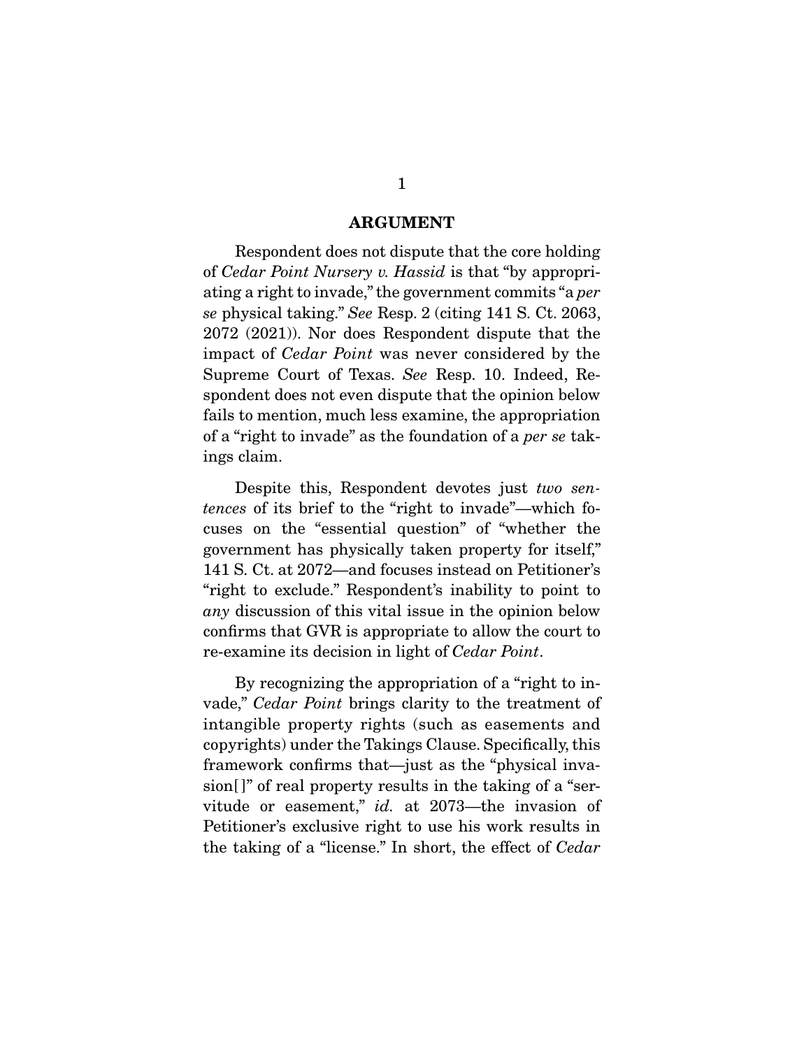## ARGUMENT

Respondent does not dispute that the core holding of *Cedar Point Nursery v. Hassid* is that "by appropriating a right to invade," the government commits "a *per se* physical taking." *See* Resp. 2 (citing 141 S. Ct. 2063, 2072 (2021)). Nor does Respondent dispute that the impact of *Cedar Point* was never considered by the Supreme Court of Texas. *See* Resp. 10. Indeed, Respondent does not even dispute that the opinion below fails to mention, much less examine, the appropriation of a "right to invade" as the foundation of a *per se* takings claim.

Despite this, Respondent devotes just *two sentences* of its brief to the "right to invade"—which focuses on the "essential question" of "whether the government has physically taken property for itself," 141 S. Ct. at 2072—and focuses instead on Petitioner's "right to exclude." Respondent's inability to point to *any* discussion of this vital issue in the opinion below confirms that GVR is appropriate to allow the court to re-examine its decision in light of *Cedar Point*.

By recognizing the appropriation of a "right to invade," *Cedar Point* brings clarity to the treatment of intangible property rights (such as easements and copyrights) under the Takings Clause. Specifically, this framework confirms that—just as the "physical invasion[ ]" of real property results in the taking of a "servitude or easement," *id.* at 2073—the invasion of Petitioner's exclusive right to use his work results in the taking of a "license." In short, the effect of *Cedar*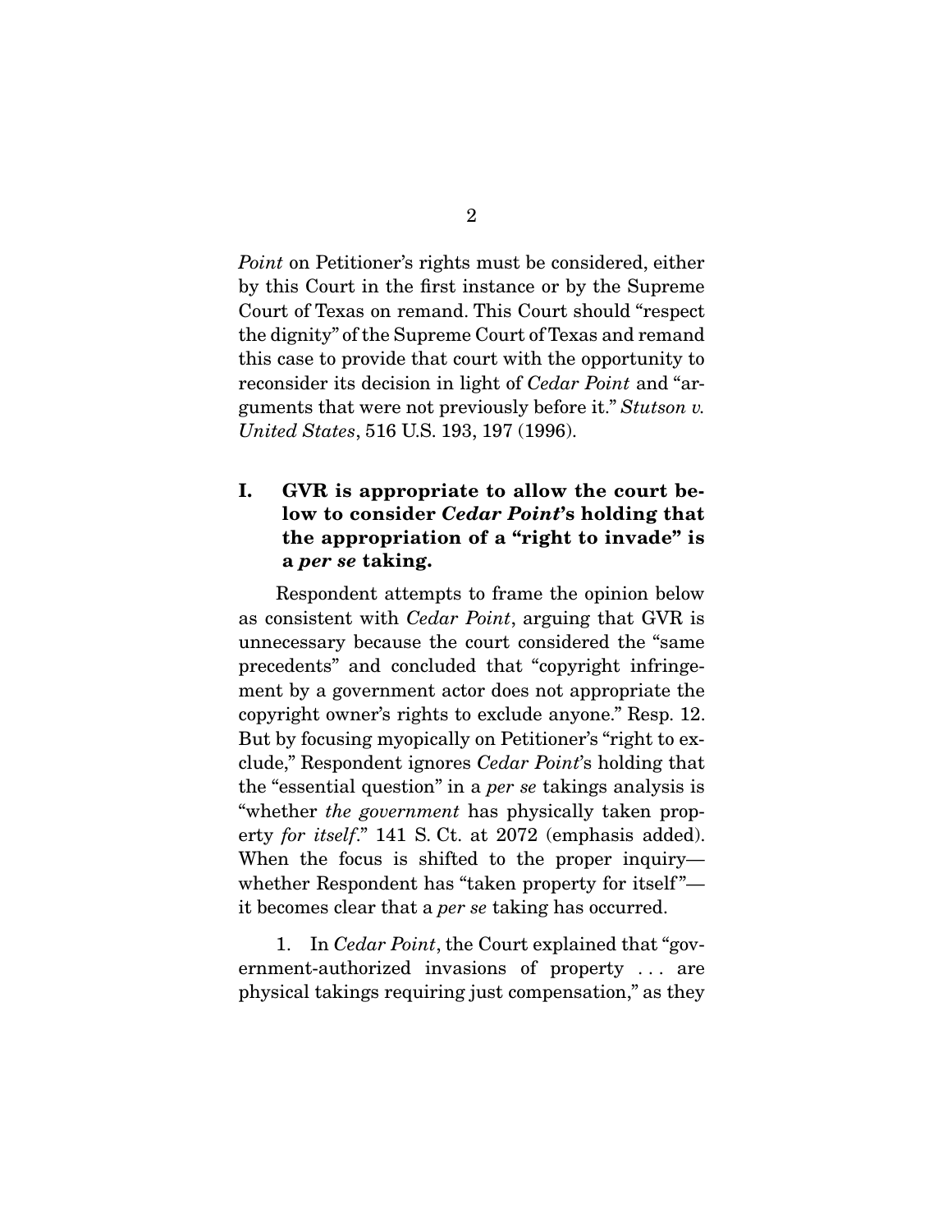*Point* on Petitioner's rights must be considered, either by this Court in the first instance or by the Supreme Court of Texas on remand. This Court should "respect the dignity" of the Supreme Court of Texas and remand this case to provide that court with the opportunity to reconsider its decision in light of *Cedar Point* and "arguments that were not previously before it." *Stutson v. United States*, 516 U.S. 193, 197 (1996).

## I. GVR is appropriate to allow the court below to consider *Cedar Point*'s holding that the appropriation of a "right to invade" is a *per se* taking.

Respondent attempts to frame the opinion below as consistent with *Cedar Point*, arguing that GVR is unnecessary because the court considered the "same precedents" and concluded that "copyright infringement by a government actor does not appropriate the copyright owner's rights to exclude anyone." Resp. 12. But by focusing myopically on Petitioner's "right to exclude," Respondent ignores *Cedar Point*'s holding that the "essential question" in a *per se* takings analysis is "whether *the government* has physically taken property *for itself*." 141 S. Ct. at 2072 (emphasis added). When the focus is shifted to the proper inquiry—whether Respondent has "taken property for itself"—it becomes clear that a *per se* taking has occurred.

1. In *Cedar Point*, the Court explained that "government-authorized invasions of property . . . are physical takings requiring just compensation," as they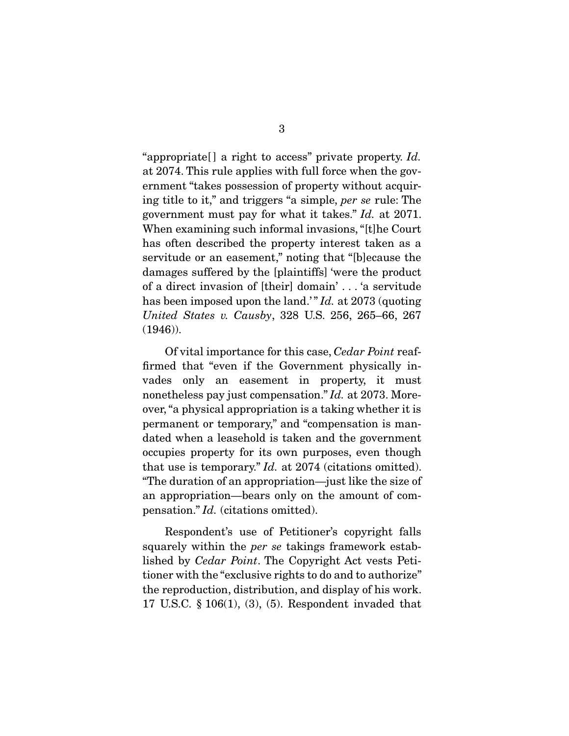"appropriate[] a right to access" private property. *Id.* at 2074. This rule applies with full force when the government "takes possession of property without acquiring title to it," and triggers "a simple, *per se* rule: The government must pay for what it takes." *Id.* at 2071. When examining such informal invasions, "[t]he Court has often described the property interest taken as a servitude or an easement," noting that "[b]ecause the damages suffered by the [plaintiffs] 'were the product of a direct invasion of [their] domain' . . . 'a servitude has been imposed upon the land.'" *Id.* at 2073 (quoting *United States v. Causby*, 328 U.S. 256, 265–66, 267 (1946)).

Of vital importance for this case, *Cedar Point* reaffirmed that "even if the Government physically invades only an easement in property, it must nonetheless pay just compensation." *Id.* at 2073. Moreover, "a physical appropriation is a taking whether it is permanent or temporary," and "compensation is mandated when a leasehold is taken and the government occupies property for its own purposes, even though that use is temporary." *Id.* at 2074 (citations omitted). "The duration of an appropriation—just like the size of an appropriation—bears only on the amount of compensation." *Id.* (citations omitted).

Respondent's use of Petitioner's copyright falls squarely within the *per se* takings framework established by *Cedar Point*. The Copyright Act vests Petitioner with the "exclusive rights to do and to authorize" the reproduction, distribution, and display of his work. 17 U.S.C. § 106(1), (3), (5). Respondent invaded that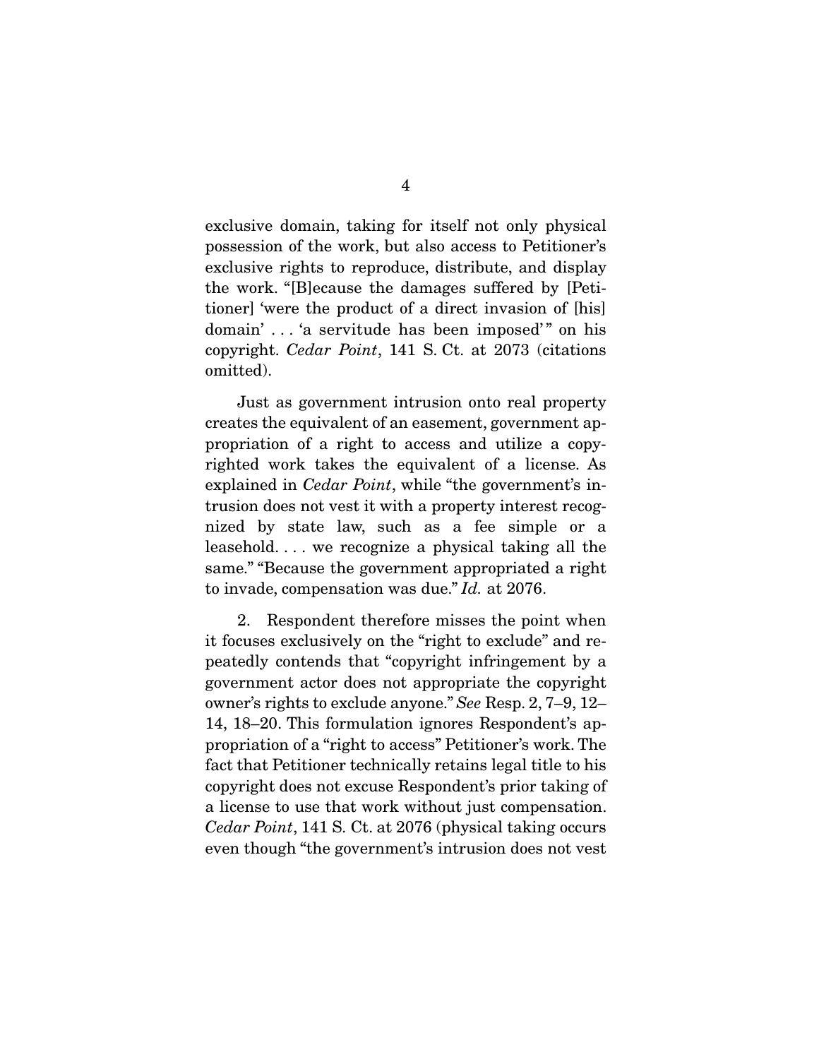exclusive domain, taking for itself not only physical possession of the work, but also access to Petitioner's exclusive rights to reproduce, distribute, and display the work. "[B]ecause the damages suffered by [Petitioner] 'were the product of a direct invasion of [his] domain' . . . 'a servitude has been imposed'" on his copyright. *Cedar Point*, 141 S. Ct. at 2073 (citations omitted).

Just as government intrusion onto real property creates the equivalent of an easement, government appropriation of a right to access and utilize a copyrighted work takes the equivalent of a license. As explained in *Cedar Point*, while "the government's intrusion does not vest it with a property interest recognized by state law, such as a fee simple or a leasehold. . . . we recognize a physical taking all the same." "Because the government appropriated a right to invade, compensation was due." *Id.* at 2076.

2. Respondent therefore misses the point when it focuses exclusively on the "right to exclude" and repeatedly contends that "copyright infringement by a government actor does not appropriate the copyright owner's rights to exclude anyone." *See* Resp. 2, 7–9, 12–14, 18–20. This formulation ignores Respondent's appropriation of a "right to access" Petitioner's work. The fact that Petitioner technically retains legal title to his copyright does not excuse Respondent's prior taking of a license to use that work without just compensation. *Cedar Point*, 141 S. Ct. at 2076 (physical taking occurs even though "the government's intrusion does not vest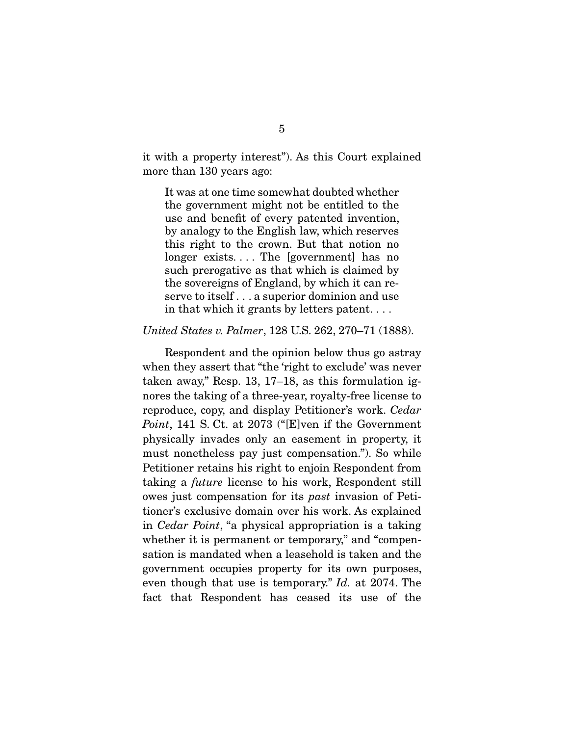it with a property interest"). As this Court explained more than 130 years ago:

> It was at one time somewhat doubted whether the government might not be entitled to the use and benefit of every patented invention, by analogy to the English law, which reserves this right to the crown. But that notion no longer exists. . . . The [government] has no such prerogative as that which is claimed by the sovereigns of England, by which it can reserve to itself . . . a superior dominion and use in that which it grants by letters patent. . . .

*United States v. Palmer*, 128 U.S. 262, 270–71 (1888).

Respondent and the opinion below thus go astray when they assert that "the 'right to exclude' was never taken away," Resp. 13, 17–18, as this formulation ignores the taking of a three-year, royalty-free license to reproduce, copy, and display Petitioner's work. *Cedar Point*, 141 S. Ct. at 2073 ("[E]ven if the Government physically invades only an easement in property, it must nonetheless pay just compensation."). So while Petitioner retains his right to enjoin Respondent from taking a *future* license to his work, Respondent still owes just compensation for its *past* invasion of Petitioner's exclusive domain over his work. As explained in *Cedar Point*, "a physical appropriation is a taking whether it is permanent or temporary," and "compensation is mandated when a leasehold is taken and the government occupies property for its own purposes, even though that use is temporary." *Id.* at 2074. The fact that Respondent has ceased its use of the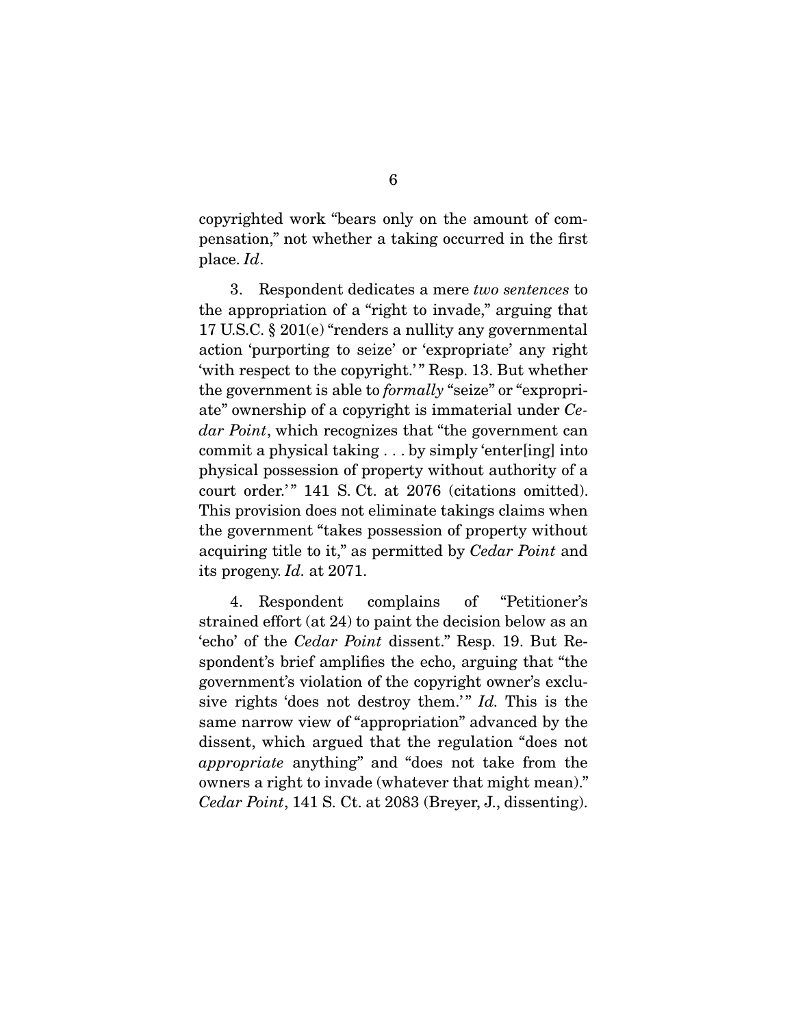copyrighted work "bears only on the amount of compensation," not whether a taking occurred in the first place. *Id*.

3. Respondent dedicates a mere *two sentences* to the appropriation of a "right to invade," arguing that 17 U.S.C. § 201(e) "renders a nullity any governmental action 'purporting to seize' or 'expropriate' any right 'with respect to the copyright.'" Resp. 13. But whether the government is able to *formally* "seize" or "expropriate" ownership of a copyright is immaterial under *Cedar Point*, which recognizes that "the government can commit a physical taking . . . by simply 'enter[ing] into physical possession of property without authority of a court order.'" 141 S. Ct. at 2076 (citations omitted). This provision does not eliminate takings claims when the government "takes possession of property without acquiring title to it," as permitted by *Cedar Point* and its progeny. *Id.* at 2071.

4. Respondent complains of "Petitioner's strained effort (at 24) to paint the decision below as an 'echo' of the *Cedar Point* dissent." Resp. 19. But Respondent's brief amplifies the echo, arguing that "the government's violation of the copyright owner's exclusive rights 'does not destroy them.'" *Id.* This is the same narrow view of "appropriation" advanced by the dissent, which argued that the regulation "does not *appropriate* anything" and "does not take from the owners a right to invade (whatever that might mean)." *Cedar Point*, 141 S. Ct. at 2083 (Breyer, J., dissenting).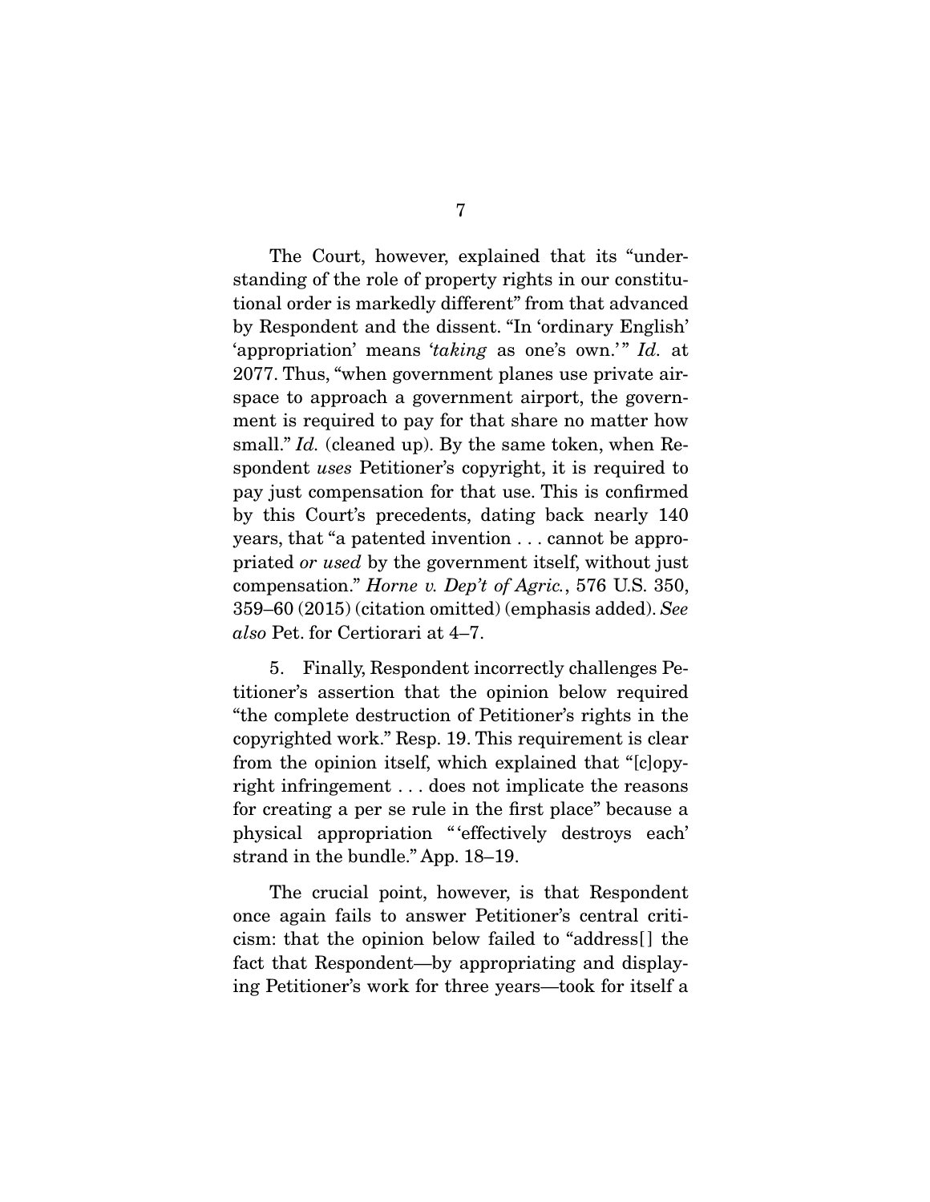The Court, however, explained that its "understanding of the role of property rights in our constitutional order is markedly different" from that advanced by Respondent and the dissent. "In 'ordinary English' 'appropriation' means '*taking* as one's own.'" *Id.* at 2077. Thus, "when government planes use private airspace to approach a government airport, the government is required to pay for that share no matter how small." *Id.* (cleaned up). By the same token, when Respondent *uses* Petitioner's copyright, it is required to pay just compensation for that use. This is confirmed by this Court's precedents, dating back nearly 140 years, that "a patented invention . . . cannot be appropriated *or used* by the government itself, without just compensation." *Horne v. Dep't of Agric.*, 576 U.S. 350, 359–60 (2015) (citation omitted) (emphasis added). *See also* Pet. for Certiorari at 4–7.

5. Finally, Respondent incorrectly challenges Petitioner's assertion that the opinion below required "the complete destruction of Petitioner's rights in the copyrighted work." Resp. 19. This requirement is clear from the opinion itself, which explained that "[c]opyright infringement . . . does not implicate the reasons for creating a per se rule in the first place" because a physical appropriation "'effectively destroys each' strand in the bundle." App. 18–19.

The crucial point, however, is that Respondent once again fails to answer Petitioner's central criticism: that the opinion below failed to "address[] the fact that Respondent—by appropriating and displaying Petitioner's work for three years—took for itself a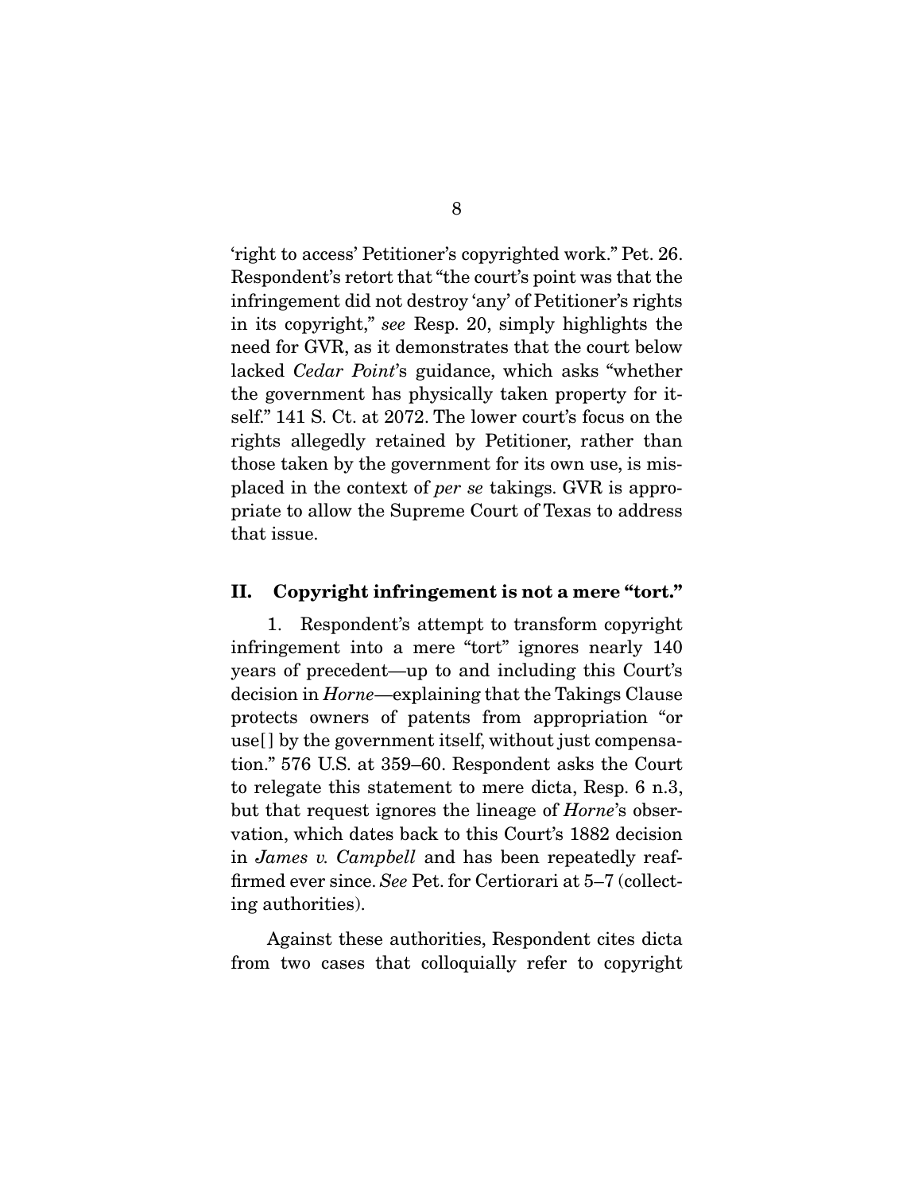'right to access' Petitioner's copyrighted work." Pet. 26. Respondent's retort that "the court's point was that the infringement did not destroy 'any' of Petitioner's rights in its copyright," *see* Resp. 20, simply highlights the need for GVR, as it demonstrates that the court below lacked *Cedar Point*'s guidance, which asks "whether the government has physically taken property for itself." 141 S. Ct. at 2072. The lower court's focus on the rights allegedly retained by Petitioner, rather than those taken by the government for its own use, is misplaced in the context of *per se* takings. GVR is appropriate to allow the Supreme Court of Texas to address that issue.

## II. Copyright infringement is not a mere "tort."

1. Respondent's attempt to transform copyright infringement into a mere "tort" ignores nearly 140 years of precedent—up to and including this Court's decision in *Horne*—explaining that the Takings Clause protects owners of patents from appropriation "or use[] by the government itself, without just compensation." 576 U.S. at 359–60. Respondent asks the Court to relegate this statement to mere dicta, Resp. 6 n.3, but that request ignores the lineage of *Horne*'s observation, which dates back to this Court's 1882 decision in *James v. Campbell* and has been repeatedly reaffirmed ever since. *See* Pet. for Certiorari at 5–7 (collecting authorities).

Against these authorities, Respondent cites dicta from two cases that colloquially refer to copyright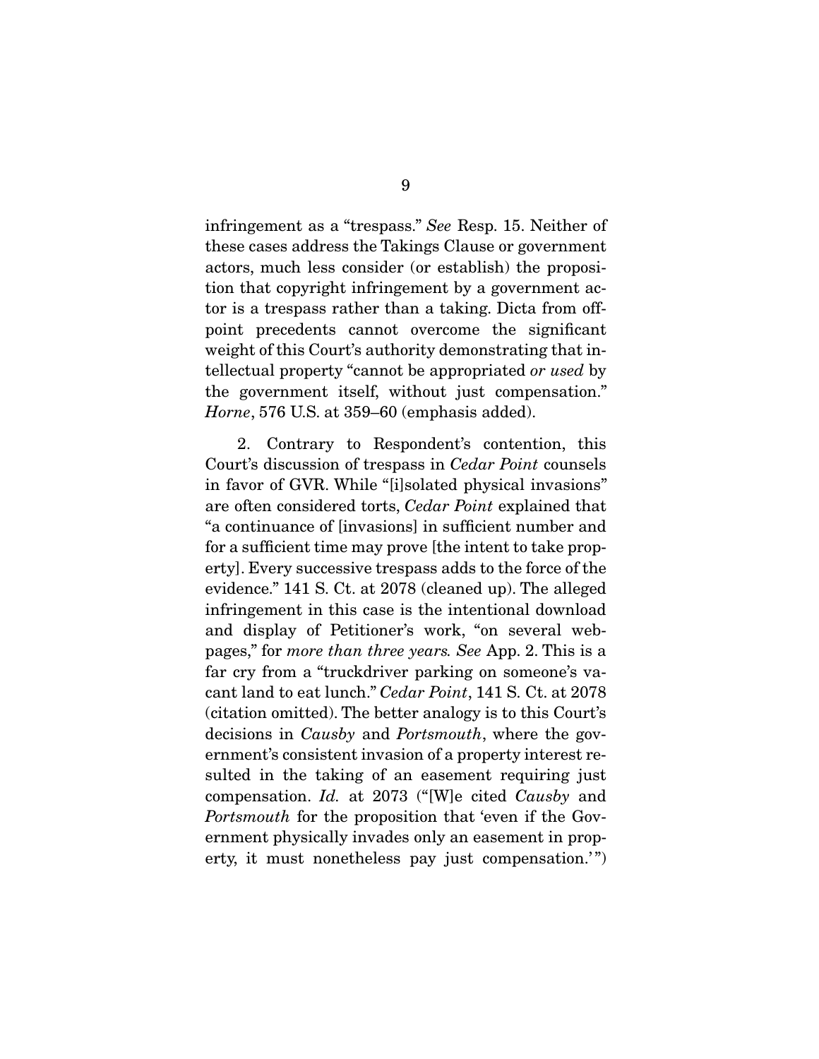infringement as a "trespass." *See* Resp. 15. Neither of these cases address the Takings Clause or government actors, much less consider (or establish) the proposition that copyright infringement by a government actor is a trespass rather than a taking. Dicta from off-point precedents cannot overcome the significant weight of this Court's authority demonstrating that intellectual property "cannot be appropriated *or used* by the government itself, without just compensation." *Horne*, 576 U.S. at 359–60 (emphasis added).

2. Contrary to Respondent's contention, this Court's discussion of trespass in *Cedar Point* counsels in favor of GVR. While "[i]solated physical invasions" are often considered torts, *Cedar Point* explained that "a continuance of [invasions] in sufficient number and for a sufficient time may prove [the intent to take property]. Every successive trespass adds to the force of the evidence." 141 S. Ct. at 2078 (cleaned up). The alleged infringement in this case is the intentional download and display of Petitioner's work, "on several webpages," for *more than three years. See* App. 2. This is a far cry from a "truckdriver parking on someone's vacant land to eat lunch." *Cedar Point*, 141 S. Ct. at 2078 (citation omitted). The better analogy is to this Court's decisions in *Causby* and *Portsmouth*, where the government's consistent invasion of a property interest resulted in the taking of an easement requiring just compensation. *Id.* at 2073 ("[W]e cited *Causby* and *Portsmouth* for the proposition that 'even if the Government physically invades only an easement in property, it must nonetheless pay just compensation.'")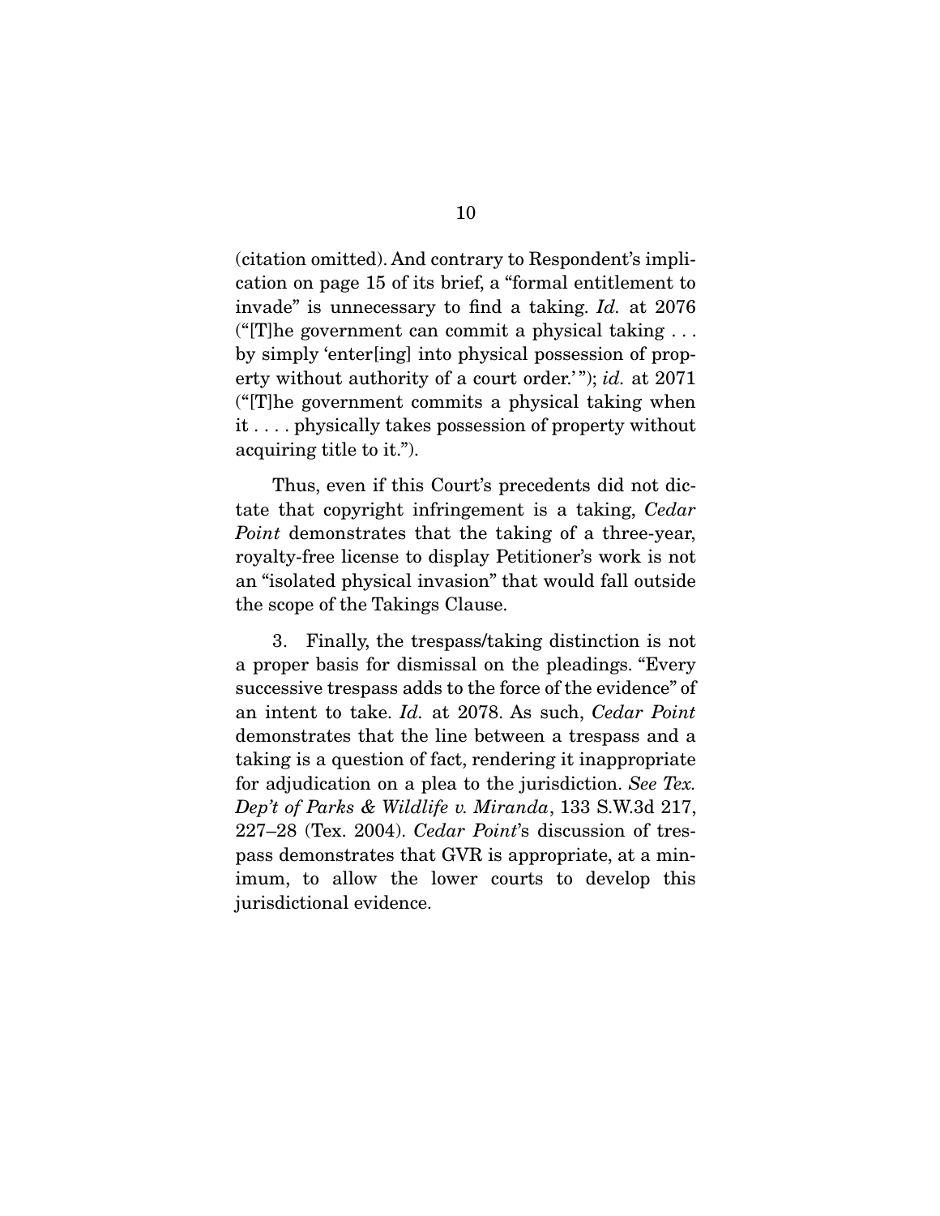(citation omitted). And contrary to Respondent's implication on page 15 of its brief, a "formal entitlement to invade" is unnecessary to find a taking. *Id.* at 2076 ("[T]he government can commit a physical taking . . . by simply 'enter[ing] into physical possession of property without authority of a court order.'"); *id.* at 2071 ("[T]he government commits a physical taking when it . . . . physically takes possession of property without acquiring title to it.").

Thus, even if this Court's precedents did not dictate that copyright infringement is a taking, *Cedar Point* demonstrates that the taking of a three-year, royalty-free license to display Petitioner's work is not an "isolated physical invasion" that would fall outside the scope of the Takings Clause.

3. Finally, the trespass/taking distinction is not a proper basis for dismissal on the pleadings. "Every successive trespass adds to the force of the evidence" of an intent to take. *Id.* at 2078. As such, *Cedar Point* demonstrates that the line between a trespass and a taking is a question of fact, rendering it inappropriate for adjudication on a plea to the jurisdiction. *See Tex. Dep't of Parks & Wildlife v. Miranda*, 133 S.W.3d 217, 227–28 (Tex. 2004). *Cedar Point*'s discussion of trespass demonstrates that GVR is appropriate, at a minimum, to allow the lower courts to develop this jurisdictional evidence.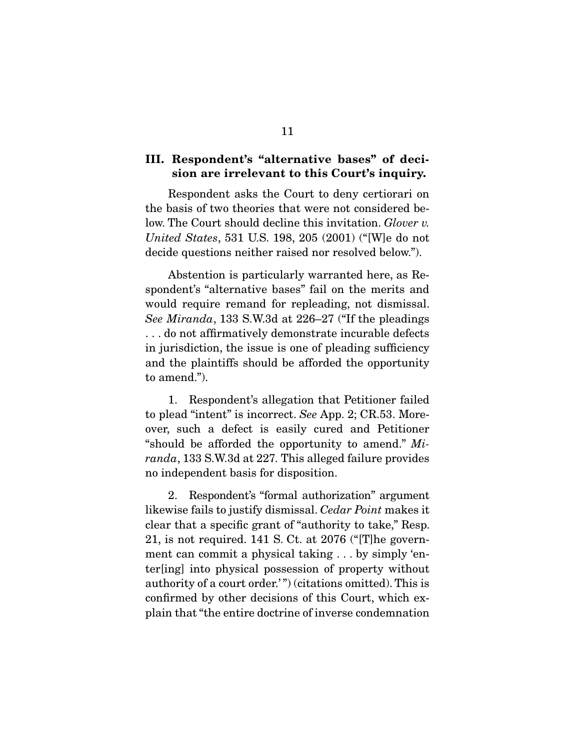### III. Respondent's "alternative bases" of decision are irrelevant to this Court's inquiry.

Respondent asks the Court to deny certiorari on the basis of two theories that were not considered below. The Court should decline this invitation. *Glover v. United States*, 531 U.S. 198, 205 (2001) ("[W]e do not decide questions neither raised nor resolved below.").

Abstention is particularly warranted here, as Respondent's "alternative bases" fail on the merits and would require remand for repleading, not dismissal. *See Miranda*, 133 S.W.3d at 226–27 ("If the pleadings . . . do not affirmatively demonstrate incurable defects in jurisdiction, the issue is one of pleading sufficiency and the plaintiffs should be afforded the opportunity to amend.").

1. Respondent's allegation that Petitioner failed to plead "intent" is incorrect. *See* App. 2; CR.53. Moreover, such a defect is easily cured and Petitioner "should be afforded the opportunity to amend." *Miranda*, 133 S.W.3d at 227. This alleged failure provides no independent basis for disposition.

2. Respondent's "formal authorization" argument likewise fails to justify dismissal. *Cedar Point* makes it clear that a specific grant of "authority to take," Resp. 21, is not required. 141 S. Ct. at 2076 ("[T]he government can commit a physical taking . . . by simply 'enter[ing] into physical possession of property without authority of a court order.'") (citations omitted). This is confirmed by other decisions of this Court, which explain that "the entire doctrine of inverse condemnation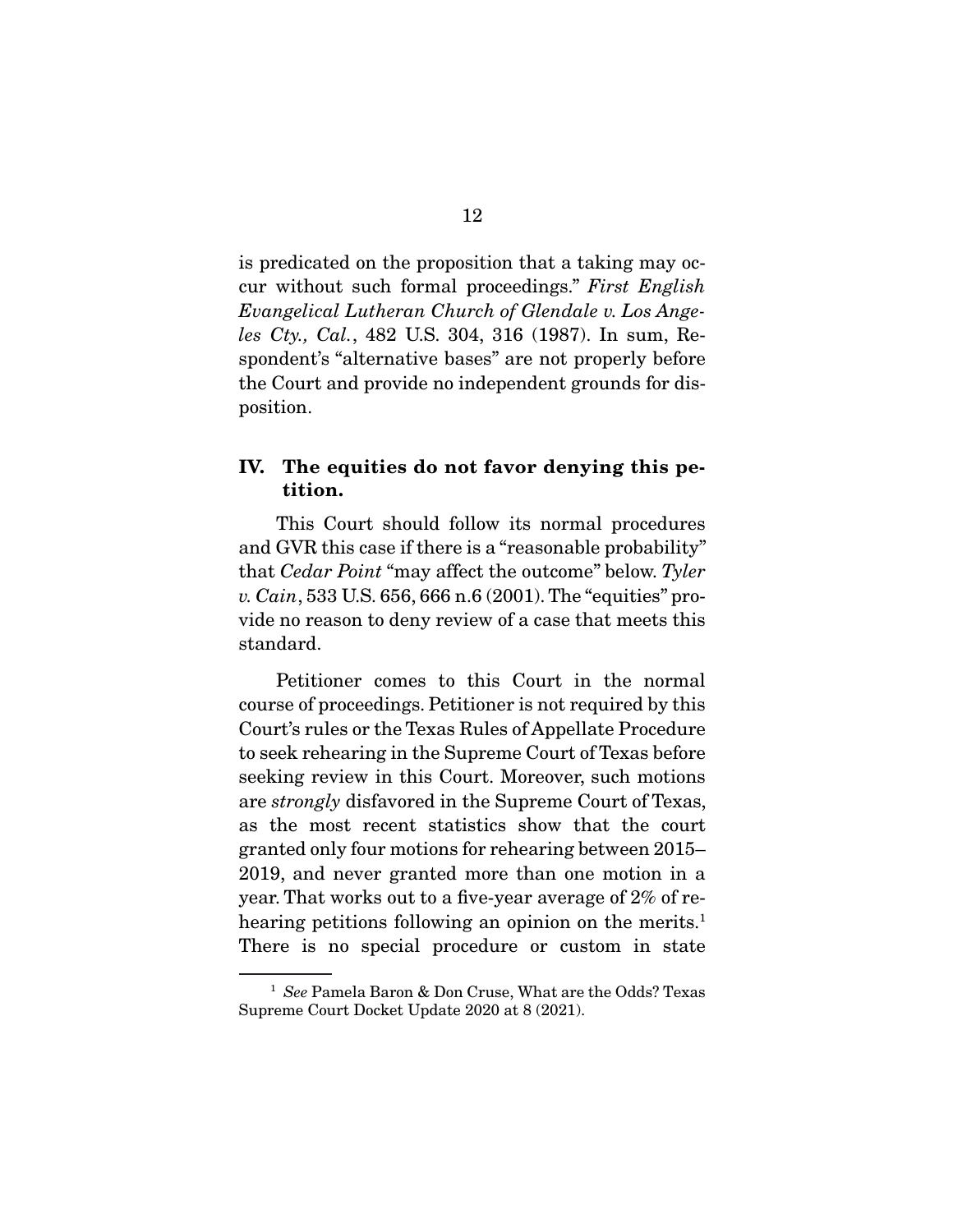is predicated on the proposition that a taking may occur without such formal proceedings." *First English Evangelical Lutheran Church of Glendale v. Los Angeles Cty., Cal.*, 482 U.S. 304, 316 (1987). In sum, Respondent's "alternative bases" are not properly before the Court and provide no independent grounds for disposition.

## IV. The equities do not favor denying this petition.

This Court should follow its normal procedures and GVR this case if there is a "reasonable probability" that *Cedar Point* "may affect the outcome" below. *Tyler v. Cain*, 533 U.S. 656, 666 n.6 (2001). The "equities" provide no reason to deny review of a case that meets this standard.

Petitioner comes to this Court in the normal course of proceedings. Petitioner is not required by this Court's rules or the Texas Rules of Appellate Procedure to seek rehearing in the Supreme Court of Texas before seeking review in this Court. Moreover, such motions are *strongly* disfavored in the Supreme Court of Texas, as the most recent statistics show that the court granted only four motions for rehearing between 2015–2019, and never granted more than one motion in a year. That works out to a five-year average of 2% of rehearing petitions following an opinion on the merits.[1] There is no special procedure or custom in state

[1] *See* Pamela Baron & Don Cruse, What are the Odds? Texas Supreme Court Docket Update 2020 at 8 (2021).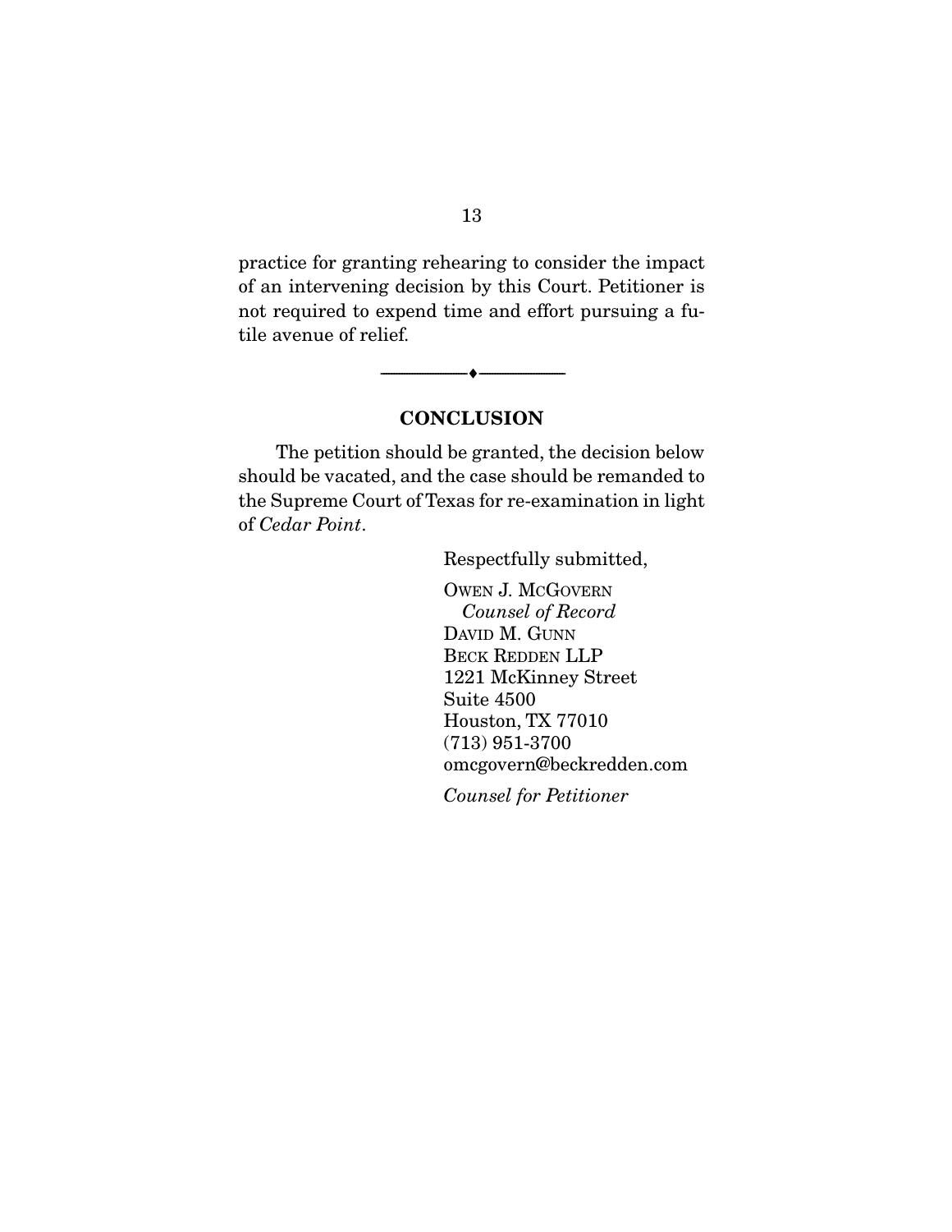practice for granting rehearing to consider the impact of an intervening decision by this Court. Petitioner is not required to expend time and effort pursuing a futile avenue of relief.

## CONCLUSION

The petition should be granted, the decision below should be vacated, and the case should be remanded to the Supreme Court of Texas for re-examination in light of *Cedar Point*.

Respectfully submitted,

OWEN J. MCGOVERN
*Counsel of Record*
DAVID M. GUNN
BECK REDDEN LLP
1221 McKinney Street
Suite 4500
Houston, TX 77010
(713) 951-3700
omcgovern@beckredden.com

*Counsel for Petitioner*